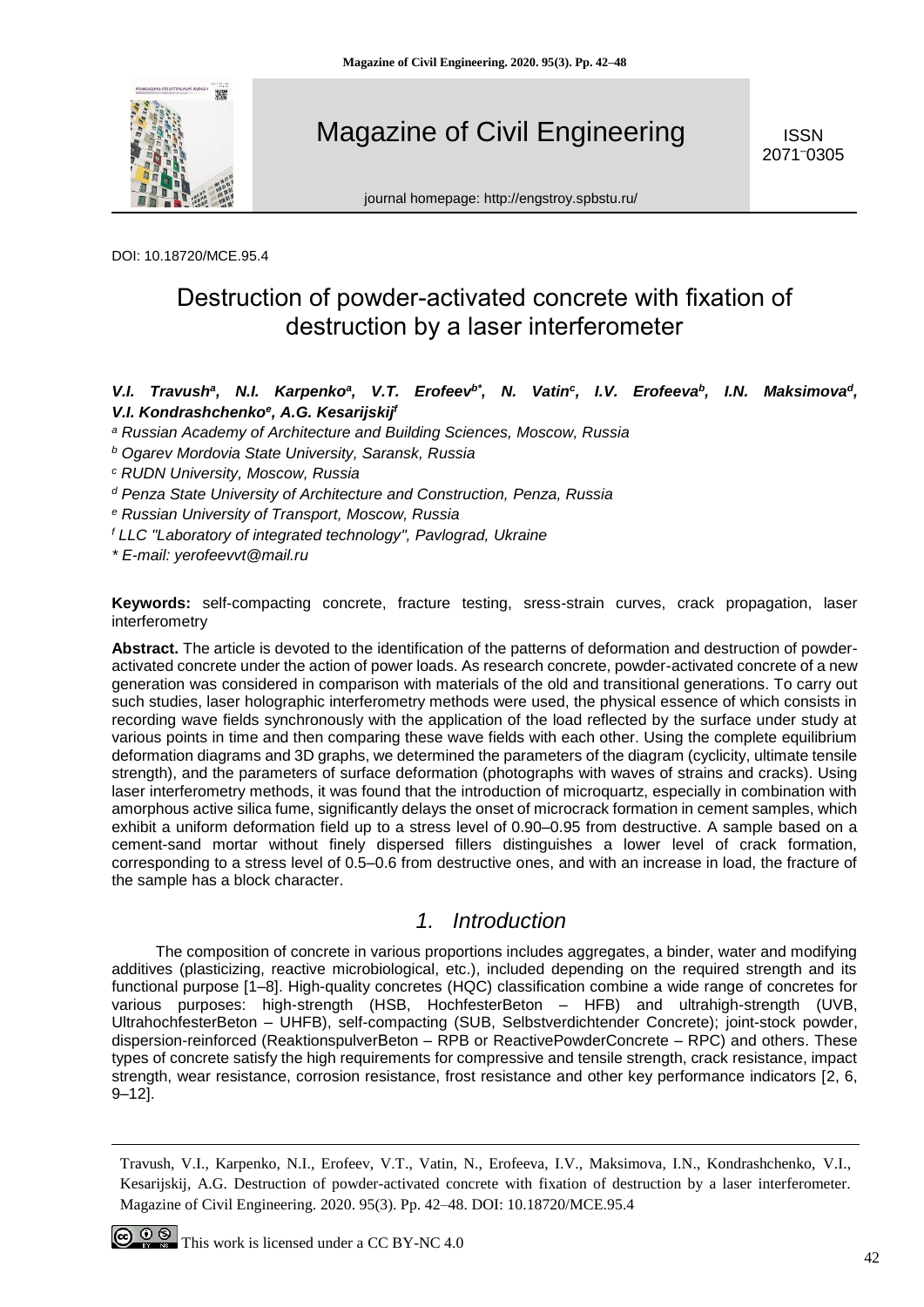Magazine of Civil Engineering

ISSN 2071-0305

journal homepage: http://engstroy.spbstu.ru/

DOI: 10.18720/MCE.95.4

# Destruction of powder-activated concrete with fixation of destruction by a laser interferometer

***V.I. Travush[a], N.I. Karpenko[a], V.T. Erofeev[b*], N. Vatin[c], I.V. Erofeeva[b], I.N. Maksimova[d], V.I. Kondrashchenko[e], A.G. Kesarijskij[f]***

*[a] Russian Academy of Architecture and Building Sciences, Moscow, Russia*

*[b] Ogarev Mordovia State University, Saransk, Russia*

*[c] RUDN University, Moscow, Russia*

*[d] Penza State University of Architecture and Construction, Penza, Russia*

*[e] Russian University of Transport, Moscow, Russia*

*[f] LLC "Laboratory of integrated technology", Pavlograd, Ukraine*

*\* E-mail: yerofeevvt@mail.ru*

**Keywords:** self-compacting concrete, fracture testing, sress-strain curves, crack propagation, laser interferometry

**Abstract.** The article is devoted to the identification of the patterns of deformation and destruction of powder-activated concrete under the action of power loads. As research concrete, powder-activated concrete of a new generation was considered in comparison with materials of the old and transitional generations. To carry out such studies, laser holographic interferometry methods were used, the physical essence of which consists in recording wave fields synchronously with the application of the load reflected by the surface under study at various points in time and then comparing these wave fields with each other. Using the complete equilibrium deformation diagrams and 3D graphs, we determined the parameters of the diagram (cyclicity, ultimate tensile strength), and the parameters of surface deformation (photographs with waves of strains and cracks). Using laser interferometry methods, it was found that the introduction of microquartz, especially in combination with amorphous active silica fume, significantly delays the onset of microcrack formation in cement samples, which exhibit a uniform deformation field up to a stress level of 0.90–0.95 from destructive. A sample based on a cement-sand mortar without finely dispersed fillers distinguishes a lower level of crack formation, corresponding to a stress level of 0.5–0.6 from destructive ones, and with an increase in load, the fracture of the sample has a block character.

## 1. Introduction

The composition of concrete in various proportions includes aggregates, a binder, water and modifying additives (plasticizing, reactive microbiological, etc.), included depending on the required strength and its functional purpose [1–8]. High-quality concretes (HQC) classification combine a wide range of concretes for various purposes: high-strength (HSB, HochfesterBeton – HFB) and ultrahigh-strength (UVB, UltrahochfesterBeton – UHFB), self-compacting (SUB, Selbstverdichtender Concrete); joint-stock powder, dispersion-reinforced (ReaktionspulverBeton – RPB or ReactivePowderConcrete – RPC) and others. These types of concrete satisfy the high requirements for compressive and tensile strength, crack resistance, impact strength, wear resistance, corrosion resistance, frost resistance and other key performance indicators [2, 6, 9–12].

Travush, V.I., Karpenko, N.I., Erofeev, V.T., Vatin, N., Erofeeva, I.V., Maksimova, I.N., Kondrashchenko, V.I., Kesarijskij, A.G. Destruction of powder-activated concrete with fixation of destruction by a laser interferometer. Magazine of Civil Engineering. 2020. 95(3). Pp. 42–48. DOI: 10.18720/MCE.95.4

This work is licensed under a CC BY-NC 4.0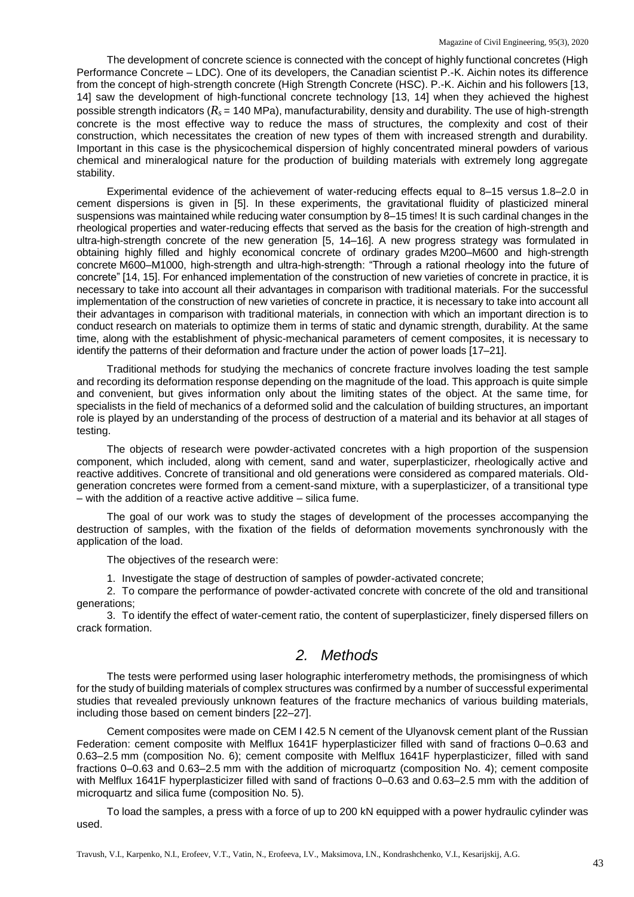The development of concrete science is connected with the concept of highly functional concretes (High Performance Concrete – LDC). One of its developers, the Canadian scientist P.-K. Aichin notes its difference from the concept of high-strength concrete (High Strength Concrete (HSC). P.-K. Aichin and his followers [13, 14] saw the development of high-functional concrete technology [13, 14] when they achieved the highest possible strength indicators ($R_s$ = 140 MPa), manufacturability, density and durability. The use of high-strength concrete is the most effective way to reduce the mass of structures, the complexity and cost of their construction, which necessitates the creation of new types of them with increased strength and durability. Important in this case is the physicochemical dispersion of highly concentrated mineral powders of various chemical and mineralogical nature for the production of building materials with extremely long aggregate stability.

Experimental evidence of the achievement of water-reducing effects equal to 8–15 versus 1.8–2.0 in cement dispersions is given in [5]. In these experiments, the gravitational fluidity of plasticized mineral suspensions was maintained while reducing water consumption by 8–15 times! It is such cardinal changes in the rheological properties and water-reducing effects that served as the basis for the creation of high-strength and ultra-high-strength concrete of the new generation [5, 14–16]. A new progress strategy was formulated in obtaining highly filled and highly economical concrete of ordinary grades M200–M600 and high-strength concrete M600–M1000, high-strength and ultra-high-strength: "Through a rational rheology into the future of concrete" [14, 15]. For enhanced implementation of the construction of new varieties of concrete in practice, it is necessary to take into account all their advantages in comparison with traditional materials. For the successful implementation of the construction of new varieties of concrete in practice, it is necessary to take into account all their advantages in comparison with traditional materials, in connection with which an important direction is to conduct research on materials to optimize them in terms of static and dynamic strength, durability. At the same time, along with the establishment of physic-mechanical parameters of cement composites, it is necessary to identify the patterns of their deformation and fracture under the action of power loads [17–21].

Traditional methods for studying the mechanics of concrete fracture involves loading the test sample and recording its deformation response depending on the magnitude of the load. This approach is quite simple and convenient, but gives information only about the limiting states of the object. At the same time, for specialists in the field of mechanics of a deformed solid and the calculation of building structures, an important role is played by an understanding of the process of destruction of a material and its behavior at all stages of testing.

The objects of research were powder-activated concretes with a high proportion of the suspension component, which included, along with cement, sand and water, superplasticizer, rheologically active and reactive additives. Concrete of transitional and old generations were considered as compared materials. Old-generation concretes were formed from a cement-sand mixture, with a superplasticizer, of a transitional type – with the addition of a reactive active additive – silica fume.

The goal of our work was to study the stages of development of the processes accompanying the destruction of samples, with the fixation of the fields of deformation movements synchronously with the application of the load.

The objectives of the research were:

1. Investigate the stage of destruction of samples of powder-activated concrete;
2. To compare the performance of powder-activated concrete with concrete of the old and transitional generations;
3. To identify the effect of water-cement ratio, the content of superplasticizer, finely dispersed fillers on crack formation.

## 2. Methods

The tests were performed using laser holographic interferometry methods, the promisingness of which for the study of building materials of complex structures was confirmed by a number of successful experimental studies that revealed previously unknown features of the fracture mechanics of various building materials, including those based on cement binders [22–27].

Cement composites were made on CEM I 42.5 N cement of the Ulyanovsk cement plant of the Russian Federation: cement composite with Melflux 1641F hyperplasticizer filled with sand of fractions 0–0.63 and 0.63–2.5 mm (composition No. 6); cement composite with Melflux 1641F hyperplasticizer, filled with sand fractions 0–0.63 and 0.63–2.5 mm with the addition of microquartz (composition No. 4); cement composite with Melflux 1641F hyperplasticizer filled with sand of fractions 0–0.63 and 0.63–2.5 mm with the addition of microquartz and silica fume (composition No. 5).

To load the samples, a press with a force of up to 200 kN equipped with a power hydraulic cylinder was used.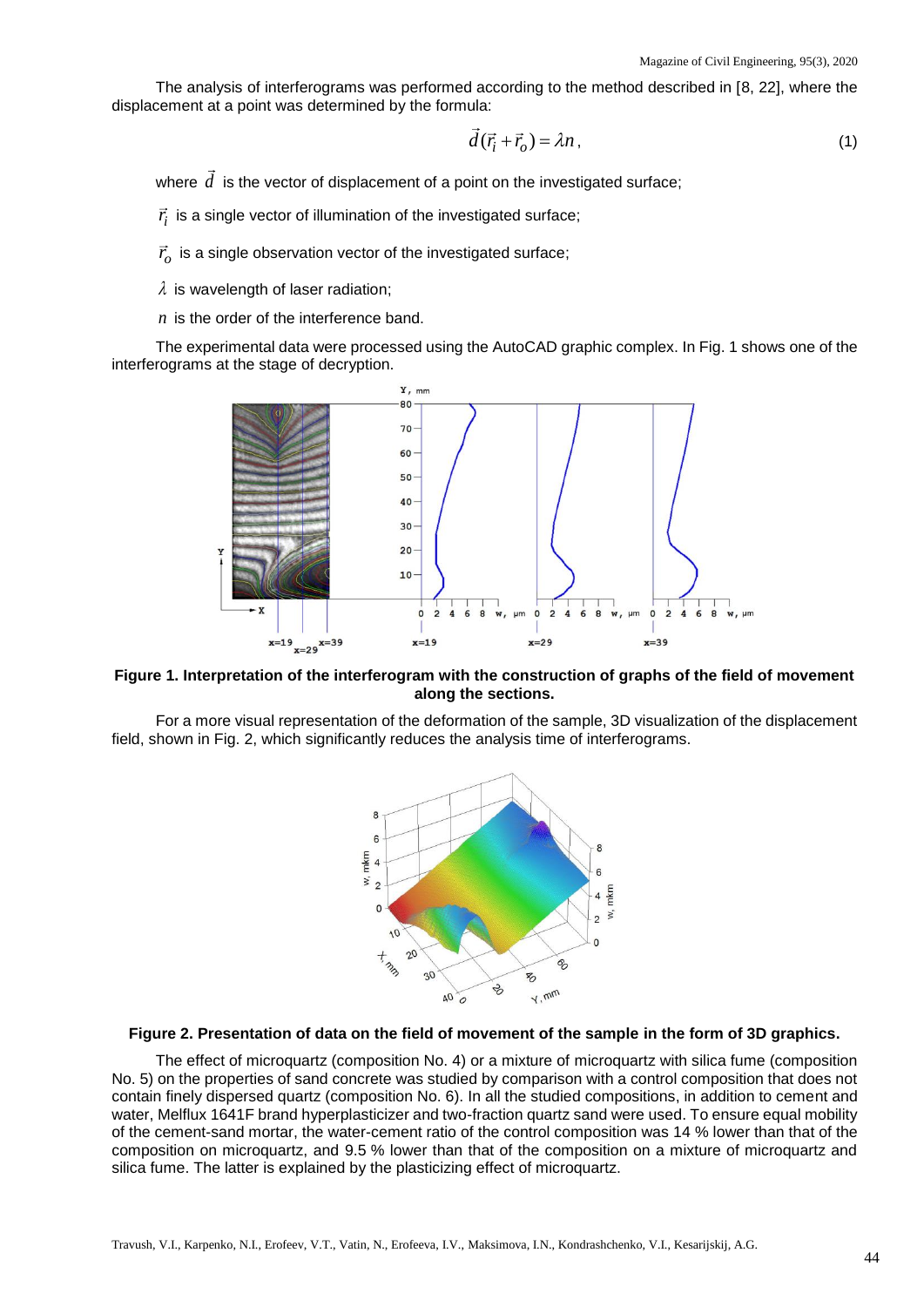The analysis of interferograms was performed according to the method described in [8, 22], where the displacement at a point was determined by the formula:

$$\vec{d}(\vec{r}_i + \vec{r}_o) = \lambda n, \tag{1}$$

where $\vec{d}$ is the vector of displacement of a point on the investigated surface;

$\vec{r}_i$ is a single vector of illumination of the investigated surface;

$\vec{r}_o$ is a single observation vector of the investigated surface;

$\lambda$ is wavelength of laser radiation;

$n$ is the order of the interference band.

The experimental data were processed using the AutoCAD graphic complex. In Fig. 1 shows one of the interferograms at the stage of decryption.

**Figure 1. Interpretation of the interferogram with the construction of graphs of the field of movement along the sections.**

For a more visual representation of the deformation of the sample, 3D visualization of the displacement field, shown in Fig. 2, which significantly reduces the analysis time of interferograms.

**Figure 2. Presentation of data on the field of movement of the sample in the form of 3D graphics.**

The effect of microquartz (composition No. 4) or a mixture of microquartz with silica fume (composition No. 5) on the properties of sand concrete was studied by comparison with a control composition that does not contain finely dispersed quartz (composition No. 6). In all the studied compositions, in addition to cement and water, Melflux 1641F brand hyperplasticizer and two-fraction quartz sand were used. To ensure equal mobility of the cement-sand mortar, the water-cement ratio of the control composition was 14 % lower than that of the composition on microquartz, and 9.5 % lower than that of the composition on a mixture of microquartz and silica fume. The latter is explained by the plasticizing effect of microquartz.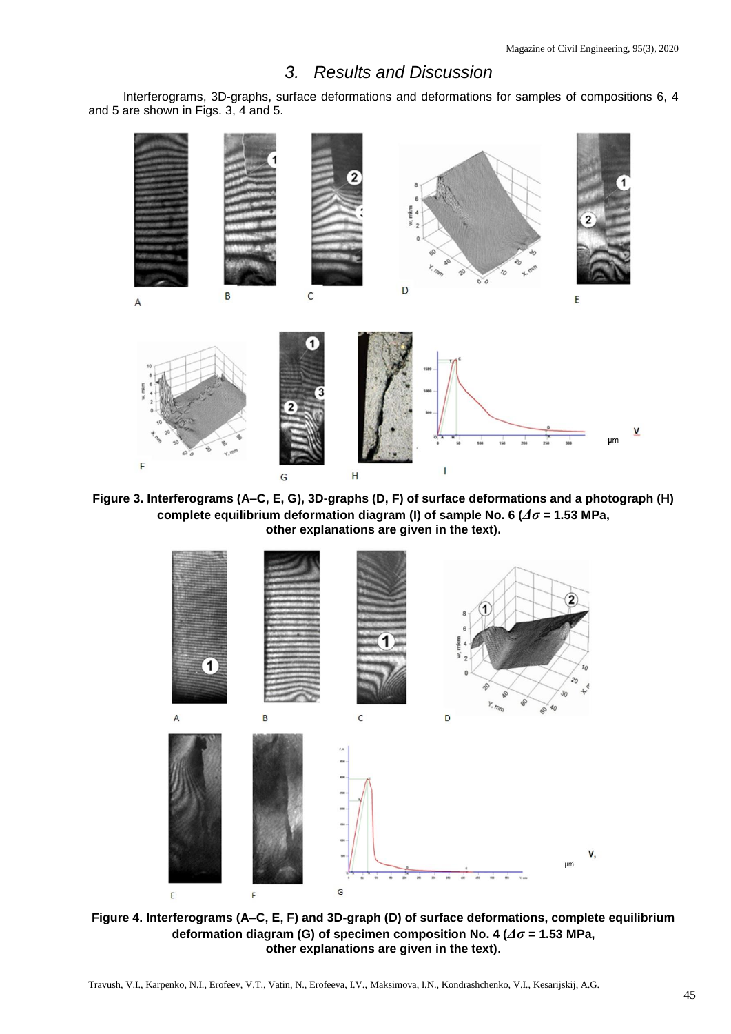## 3. Results and Discussion

Interferograms, 3D-graphs, surface deformations and deformations for samples of compositions 6, 4 and 5 are shown in Figs. 3, 4 and 5.

**Figure 3. Interferograms (A–C, E, G), 3D-graphs (D, F) of surface deformations and a photograph (H) complete equilibrium deformation diagram (I) of sample No. 6 ($\Delta\sigma$ = 1.53 MPa, other explanations are given in the text).**

**Figure 4. Interferograms (A–C, E, F) and 3D-graph (D) of surface deformations, complete equilibrium deformation diagram (G) of specimen composition No. 4 ($\Delta\sigma$ = 1.53 MPa, other explanations are given in the text).**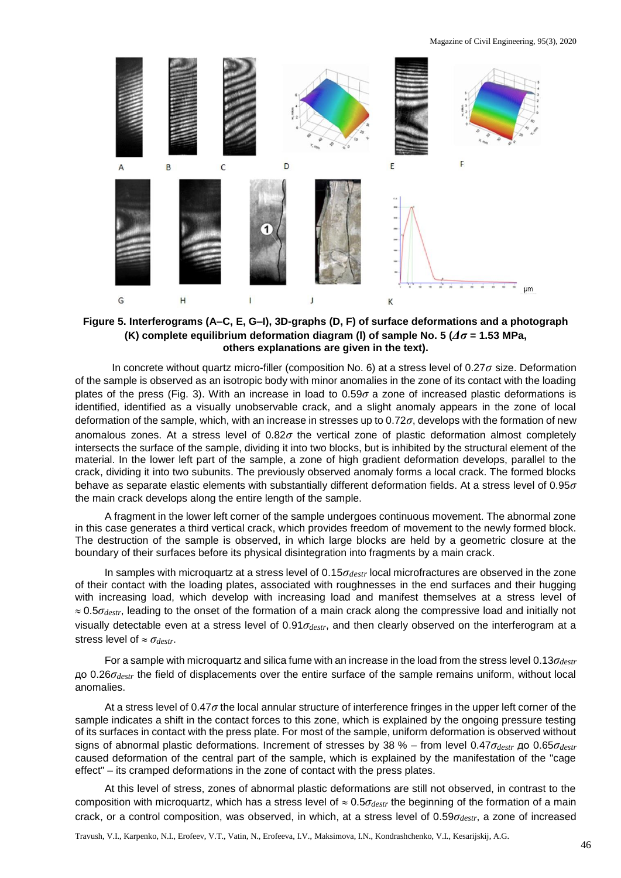**Figure 5. Interferograms (A–C, E, G–I), 3D-graphs (D, F) of surface deformations and a photograph (K) complete equilibrium deformation diagram (I) of sample No. 5 ($\Delta\sigma$ = 1.53 MPa, others explanations are given in the text).**

In concrete without quartz micro-filler (composition No. 6) at a stress level of 0.27$\sigma$ size. Deformation of the sample is observed as an isotropic body with minor anomalies in the zone of its contact with the loading plates of the press (Fig. 3). With an increase in load to 0.59$\sigma$ a zone of increased plastic deformations is identified, identified as a visually unobservable crack, and a slight anomaly appears in the zone of local deformation of the sample, which, with an increase in stresses up to 0.72$\sigma$, develops with the formation of new anomalous zones. At a stress level of 0.82$\sigma$ the vertical zone of plastic deformation almost completely intersects the surface of the sample, dividing it into two blocks, but is inhibited by the structural element of the material. In the lower left part of the sample, a zone of high gradient deformation develops, parallel to the crack, dividing it into two subunits. The previously observed anomaly forms a local crack. The formed blocks behave as separate elastic elements with substantially different deformation fields. At a stress level of 0.95$\sigma$ the main crack develops along the entire length of the sample.

A fragment in the lower left corner of the sample undergoes continuous movement. The abnormal zone in this case generates a third vertical crack, which provides freedom of movement to the newly formed block. The destruction of the sample is observed, in which large blocks are held by a geometric closure at the boundary of their surfaces before its physical disintegration into fragments by a main crack.

In samples with microquartz at a stress level of 0.15$\sigma_{destr}$ local microfractures are observed in the zone of their contact with the loading plates, associated with roughnesses in the end surfaces and their hugging with increasing load, which develop with increasing load and manifest themselves at a stress level of ≈ 0.5$\sigma_{destr}$, leading to the onset of the formation of a main crack along the compressive load and initially not visually detectable even at a stress level of 0.91$\sigma_{destr}$, and then clearly observed on the interferogram at a stress level of ≈ $\sigma_{destr}$.

For a sample with microquartz and silica fume with an increase in the load from the stress level 0.13$\sigma_{destr}$ до 0.26$\sigma_{destr}$ the field of displacements over the entire surface of the sample remains uniform, without local anomalies.

At a stress level of 0.47$\sigma$ the local annular structure of interference fringes in the upper left corner of the sample indicates a shift in the contact forces to this zone, which is explained by the ongoing pressure testing of its surfaces in contact with the press plate. For most of the sample, uniform deformation is observed without signs of abnormal plastic deformations. Increment of stresses by 38 % – from level 0.47$\sigma_{destr}$ до 0.65$\sigma_{destr}$ caused deformation of the central part of the sample, which is explained by the manifestation of the "cage effect" – its cramped deformations in the zone of contact with the press plates.

At this level of stress, zones of abnormal plastic deformations are still not observed, in contrast to the composition with microquartz, which has a stress level of ≈ 0.5$\sigma_{destr}$ the beginning of the formation of a main crack, or a control composition, was observed, in which, at a stress level of 0.59$\sigma_{destr}$, a zone of increased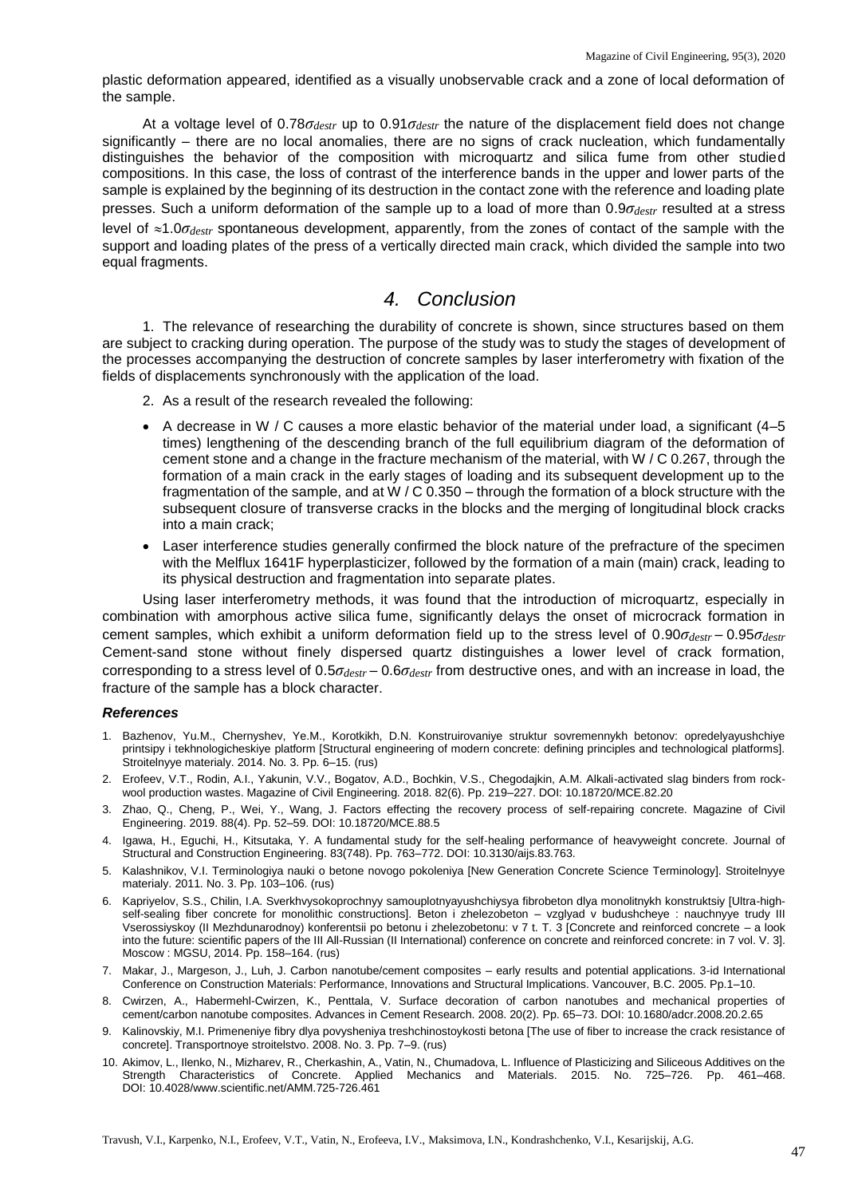plastic deformation appeared, identified as a visually unobservable crack and a zone of local deformation of the sample.

At a voltage level of $0.78\sigma_{destr}$ up to $0.91\sigma_{destr}$ the nature of the displacement field does not change significantly – there are no local anomalies, there are no signs of crack nucleation, which fundamentally distinguishes the behavior of the composition with microquartz and silica fume from other studied compositions. In this case, the loss of contrast of the interference bands in the upper and lower parts of the sample is explained by the beginning of its destruction in the contact zone with the reference and loading plate presses. Such a uniform deformation of the sample up to a load of more than $0.9\sigma_{destr}$ resulted at a stress level of $\approx 1.0\sigma_{destr}$ spontaneous development, apparently, from the zones of contact of the sample with the support and loading plates of the press of a vertically directed main crack, which divided the sample into two equal fragments.

## 4. Conclusion

1. The relevance of researching the durability of concrete is shown, since structures based on them are subject to cracking during operation. The purpose of the study was to study the stages of development of the processes accompanying the destruction of concrete samples by laser interferometry with fixation of the fields of displacements synchronously with the application of the load.

2. As a result of the research revealed the following:

- A decrease in W / C causes a more elastic behavior of the material under load, a significant (4–5 times) lengthening of the descending branch of the full equilibrium diagram of the deformation of cement stone and a change in the fracture mechanism of the material, with W / C 0.267, through the formation of a main crack in the early stages of loading and its subsequent development up to the fragmentation of the sample, and at W / C 0.350 – through the formation of a block structure with the subsequent closure of transverse cracks in the blocks and the merging of longitudinal block cracks into a main crack;
- Laser interference studies generally confirmed the block nature of the prefracture of the specimen with the Melflux 1641F hyperplasticizer, followed by the formation of a main (main) crack, leading to its physical destruction and fragmentation into separate plates.

Using laser interferometry methods, it was found that the introduction of microquartz, especially in combination with amorphous active silica fume, significantly delays the onset of microcrack formation in cement samples, which exhibit a uniform deformation field up to the stress level of $0.90\sigma_{destr} – 0.95\sigma_{destr}$ Cement-sand stone without finely dispersed quartz distinguishes a lower level of crack formation, corresponding to a stress level of $0.5\sigma_{destr} – 0.6\sigma_{destr}$ from destructive ones, and with an increase in load, the fracture of the sample has a block character.

### *References*

1. Bazhenov, Yu.M., Chernyshev, Ye.M., Korotkikh, D.N. Konstruirovaniye struktur sovremennykh betonov: opredelyayushchiye printsipy i tekhnologicheskiye platform [Structural engineering of modern concrete: defining principles and technological platforms]. Stroitelnyye materialy. 2014. No. 3. Pp. 6–15. (rus)
2. Erofeev, V.T., Rodin, A.I., Yakunin, V.V., Bogatov, A.D., Bochkin, V.S., Chegodajkin, A.M. Alkali-activated slag binders from rock-wool production wastes. Magazine of Civil Engineering. 2018. 82(6). Pp. 219–227. DOI: 10.18720/MCE.82.20
3. Zhao, Q., Cheng, P., Wei, Y., Wang, J. Factors effecting the recovery process of self-repairing concrete. Magazine of Civil Engineering. 2019. 88(4). Pp. 52–59. DOI: 10.18720/MCE.88.5
4. Igawa, H., Eguchi, H., Kitsutaka, Y. A fundamental study for the self-healing performance of heavyweight concrete. Journal of Structural and Construction Engineering. 83(748). Pp. 763–772. DOI: 10.3130/aijs.83.763.
5. Kalashnikov, V.I. Terminologiya nauki o betone novogo pokoleniya [New Generation Concrete Science Terminology]. Stroitelnyye materialy. 2011. No. 3. Pp. 103–106. (rus)
6. Kapriyelov, S.S., Chilin, I.A. Sverkhvysokoprochnyy samouplotnyayushchiysya fibrobeton dlya monolitnykh konstruktsiy [Ultra-high-self-sealing fiber concrete for monolithic constructions]. Beton i zhelezobeton – vzglyad v budushcheye : nauchnyye trudy III Vserossiyskoy (II Mezhdunarodnoy) konferentsii po betonu i zhelezobetonu: v 7 t. T. 3 [Concrete and reinforced concrete – a look into the future: scientific papers of the III All-Russian (II International) conference on concrete and reinforced concrete: in 7 vol. V. 3]. Moscow : MGSU, 2014. Pp. 158–164. (rus)
7. Makar, J., Margeson, J., Luh, J. Carbon nanotube/cement composites – early results and potential applications. 3-id International Conference on Construction Materials: Performance, Innovations and Structural Implications. Vancouver, B.C. 2005. Pp.1–10.
8. Cwirzen, A., Habermehl-Cwirzen, K., Penttala, V. Surface decoration of carbon nanotubes and mechanical properties of cement/carbon nanotube composites. Advances in Cement Research. 2008. 20(2). Pp. 65–73. DOI: 10.1680/adcr.2008.20.2.65
9. Kalinovskiy, M.I. Primeneniye fibry dlya povysheniya treshchinostoykosti betona [The use of fiber to increase the crack resistance of concrete]. Transportnoye stroitelstvo. 2008. No. 3. Pp. 7–9. (rus)
10. Akimov, L., Ilenko, N., Mizharev, R., Cherkashin, A., Vatin, N., Chumadova, L. Influence of Plasticizing and Siliceous Additives on the Strength Characteristics of Concrete. Applied Mechanics and Materials. 2015. No. 725–726. Pp. 461–468. DOI: 10.4028/www.scientific.net/AMM.725-726.461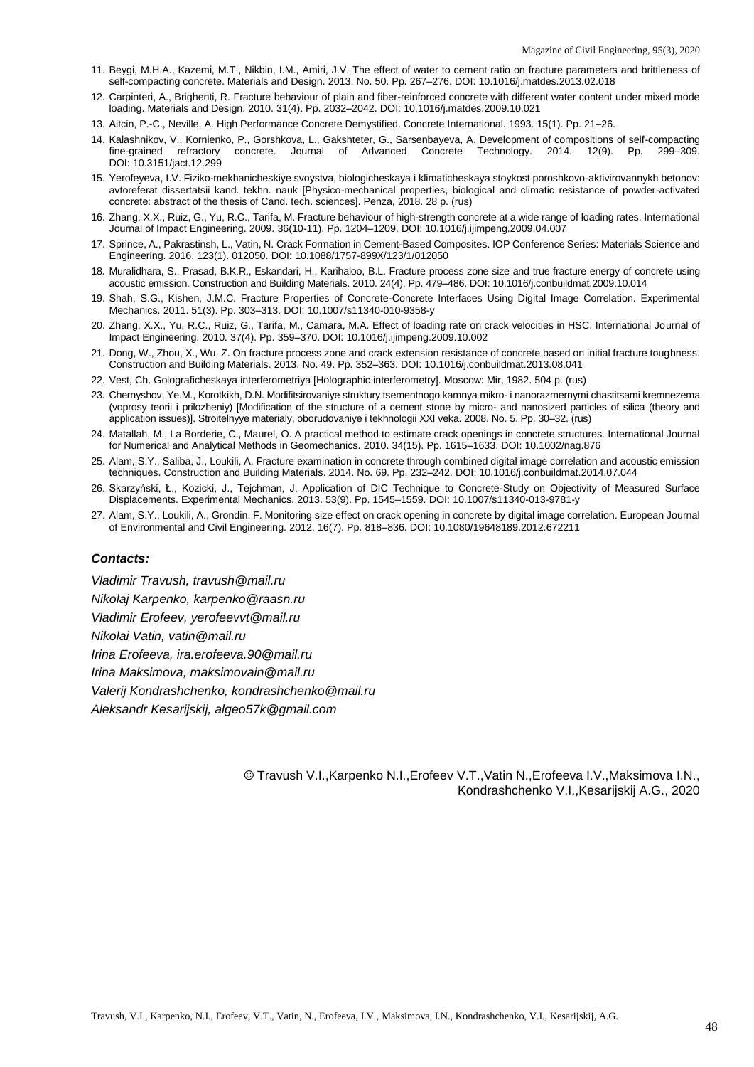11. Beygi, M.H.A., Kazemi, M.T., Nikbin, I.M., Amiri, J.V. The effect of water to cement ratio on fracture parameters and brittleness of self-compacting concrete. Materials and Design. 2013. No. 50. Pp. 267–276. DOI: 10.1016/j.matdes.2013.02.018
12. Carpinteri, A., Brighenti, R. Fracture behaviour of plain and fiber-reinforced concrete with different water content under mixed mode loading. Materials and Design. 2010. 31(4). Pp. 2032–2042. DOI: 10.1016/j.matdes.2009.10.021
13. Aitcin, P.-C., Neville, A. High Performance Concrete Demystified. Concrete International. 1993. 15(1). Pp. 21–26.
14. Kalashnikov, V., Kornienko, P., Gorshkova, L., Gakshteter, G., Sarsenbayeva, A. Development of compositions of self-compacting fine-grained refractory concrete. Journal of Advanced Concrete Technology. 2014. 12(9). Pp. 299–309. DOI: 10.3151/jact.12.299
15. Yerofeyeva, I.V. Fiziko-mekhanicheskiye svoystva, biologicheskaya i klimaticheskaya stoykost poroshkovo-aktivirovannykh betonov: avtoreferat dissertatsii kand. tekhn. nauk [Physico-mechanical properties, biological and climatic resistance of powder-activated concrete: abstract of the thesis of Cand. tech. sciences]. Penza, 2018. 28 p. (rus)
16. Zhang, X.X., Ruiz, G., Yu, R.C., Tarifa, M. Fracture behaviour of high-strength concrete at a wide range of loading rates. International Journal of Impact Engineering. 2009. 36(10-11). Pp. 1204–1209. DOI: 10.1016/j.ijimpeng.2009.04.007
17. Sprince, A., Pakrastinsh, L., Vatin, N. Crack Formation in Cement-Based Composites. IOP Conference Series: Materials Science and Engineering. 2016. 123(1). 012050. DOI: 10.1088/1757-899X/123/1/012050
18. Muralidhara, S., Prasad, B.K.R., Eskandari, H., Karihaloo, B.L. Fracture process zone size and true fracture energy of concrete using acoustic emission. Construction and Building Materials. 2010. 24(4). Pp. 479–486. DOI: 10.1016/j.conbuildmat.2009.10.014
19. Shah, S.G., Kishen, J.M.C. Fracture Properties of Concrete-Concrete Interfaces Using Digital Image Correlation. Experimental Mechanics. 2011. 51(3). Pp. 303–313. DOI: 10.1007/s11340-010-9358-y
20. Zhang, X.X., Yu, R.C., Ruiz, G., Tarifa, M., Camara, M.A. Effect of loading rate on crack velocities in HSC. International Journal of Impact Engineering. 2010. 37(4). Pp. 359–370. DOI: 10.1016/j.ijimpeng.2009.10.002
21. Dong, W., Zhou, X., Wu, Z. On fracture process zone and crack extension resistance of concrete based on initial fracture toughness. Construction and Building Materials. 2013. No. 49. Pp. 352–363. DOI: 10.1016/j.conbuildmat.2013.08.041
22. Vest, Ch. Golograficheskaya interferometriya [Holographic interferometry]. Moscow: Mir, 1982. 504 p. (rus)
23. Chernyshov, Ye.M., Korotkikh, D.N. Modifitsirovaniye struktury tsementnogo kamnya mikro- i nanorazmernymi chastitsami kremnezema (voprosy teorii i prilozheniy) [Modification of the structure of a cement stone by micro- and nanosized particles of silica (theory and application issues)]. Stroitelnyye materialy, oborudovaniye i tekhnologii XXI veka. 2008. No. 5. Pp. 30–32. (rus)
24. Matallah, M., La Borderie, C., Maurel, O. A practical method to estimate crack openings in concrete structures. International Journal for Numerical and Analytical Methods in Geomechanics. 2010. 34(15). Pp. 1615–1633. DOI: 10.1002/nag.876
25. Alam, S.Y., Saliba, J., Loukili, A. Fracture examination in concrete through combined digital image correlation and acoustic emission techniques. Construction and Building Materials. 2014. No. 69. Pp. 232–242. DOI: 10.1016/j.conbuildmat.2014.07.044
26. Skarzyński, Ł., Kozicki, J., Tejchman, J. Application of DIC Technique to Concrete-Study on Objectivity of Measured Surface Displacements. Experimental Mechanics. 2013. 53(9). Pp. 1545–1559. DOI: 10.1007/s11340-013-9781-y
27. Alam, S.Y., Loukili, A., Grondin, F. Monitoring size effect on crack opening in concrete by digital image correlation. European Journal of Environmental and Civil Engineering. 2012. 16(7). Pp. 818–836. DOI: 10.1080/19648189.2012.672211

***Contacts:***

*Vladimir Travush, travush@mail.ru*

*Nikolaj Karpenko, karpenko@raasn.ru*

*Vladimir Erofeev, yerofeevvt@mail.ru*

*Nikolai Vatin, vatin@mail.ru*

*Irina Erofeeva, ira.erofeeva.90@mail.ru*

*Irina Maksimova, maksimovain@mail.ru*

*Valerij Kondrashchenko, kondrashchenko@mail.ru*

*Aleksandr Kesarijskij, algeo57k@gmail.com*

© Travush V.I.,Karpenko N.I.,Erofeev V.T.,Vatin N.,Erofeeva I.V.,Maksimova I.N., Kondrashchenko V.I.,Kesarijskij A.G., 2020